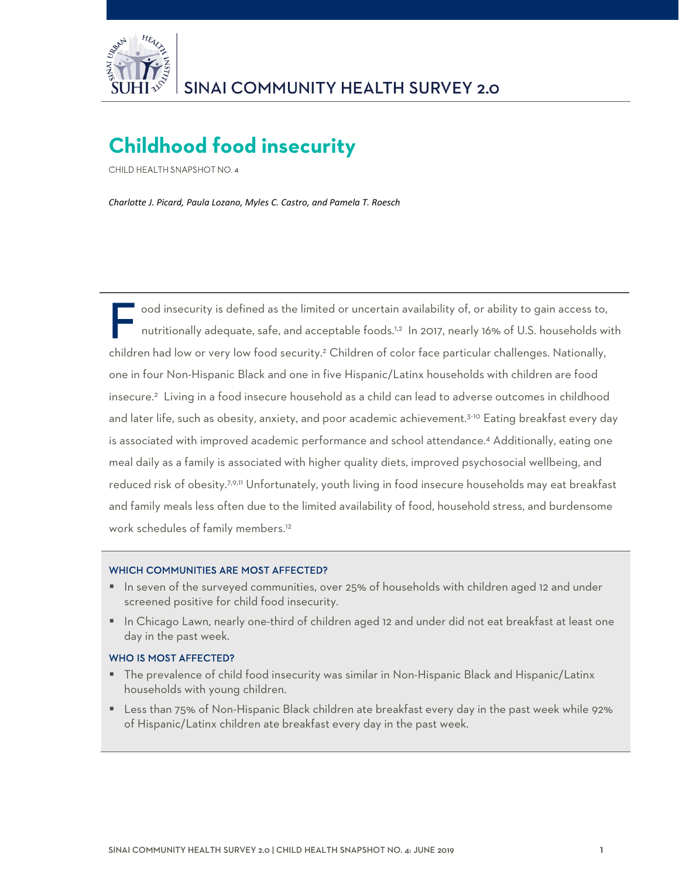# SINAI COMMUNITY HEALTH SURVEY 2.0

## Childhood food insecurity

CHILD HEALTH SNAPSHOT NO. 4

*Charlotte J. Picard, Paula Lozano, Myles C. Castro, and Pamela T. Roesch*

Food insecurity is defined as the limited or uncertain availability of, or ability to gain access to, nutritionally adequate, safe, and acceptable foods.[1,2] In 2017, nearly 16% of U.S. households with children had low or very low food security.[2] Children of color face particular challenges. Nationally, one in four Non-Hispanic Black and one in five Hispanic/Latinx households with children are food insecure.[2] Living in a food insecure household as a child can lead to adverse outcomes in childhood and later life, such as obesity, anxiety, and poor academic achievement.[3-10] Eating breakfast every day is associated with improved academic performance and school attendance.[4] Additionally, eating one meal daily as a family is associated with higher quality diets, improved psychosocial wellbeing, and reduced risk of obesity.[7,9,11] Unfortunately, youth living in food insecure households may eat breakfast and family meals less often due to the limited availability of food, household stress, and burdensome work schedules of family members.[12]

### WHICH COMMUNITIES ARE MOST AFFECTED?

- In seven of the surveyed communities, over 25% of households with children aged 12 and under screened positive for child food insecurity.
- In Chicago Lawn, nearly one-third of children aged 12 and under did not eat breakfast at least one day in the past week.

### WHO IS MOST AFFECTED?

- The prevalence of child food insecurity was similar in Non-Hispanic Black and Hispanic/Latinx households with young children.
- Less than 75% of Non-Hispanic Black children ate breakfast every day in the past week while 92% of Hispanic/Latinx children ate breakfast every day in the past week.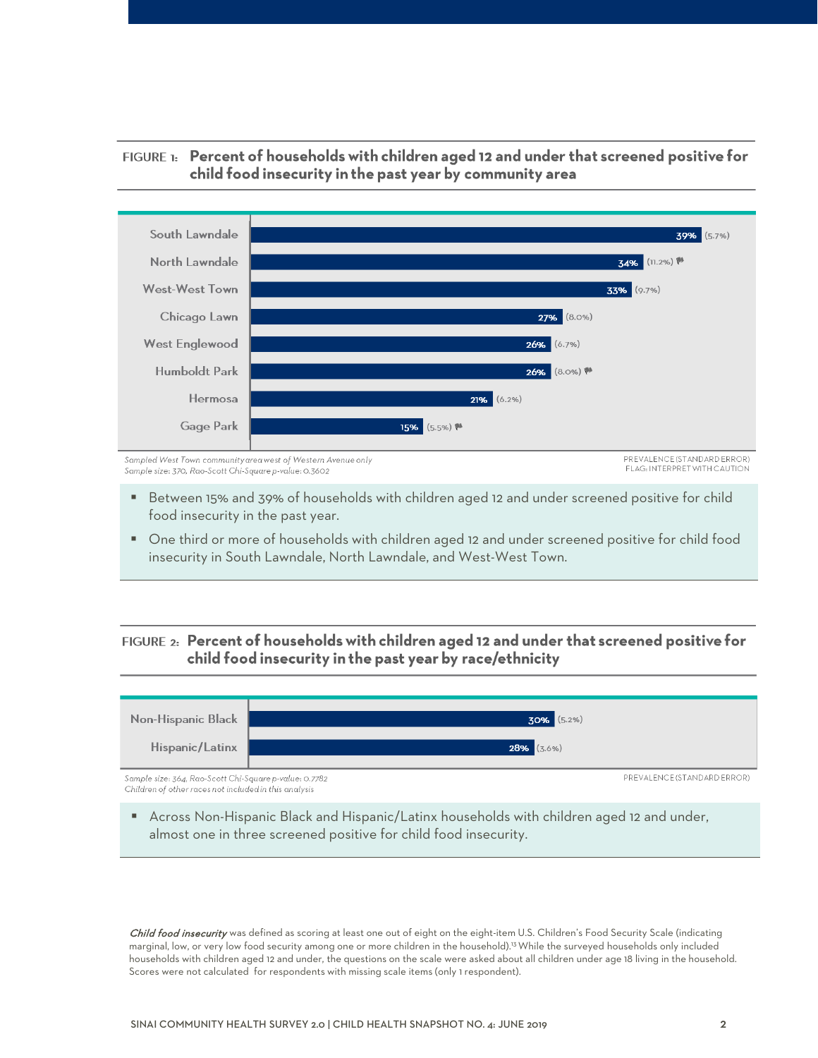**FIGURE 1: Percent of households with children aged 12 and under that screened positive for child food insecurity in the past year by community area**

| Community area | Prevalence | (Standard error) | Flag |
|---|---|---|---|
| South Lawndale | 39% | (5.7%) | |
| North Lawndale | 34% | (11.2%) | ⚑ |
| West-West Town | 33% | (9.7%) | |
| Chicago Lawn | 27% | (8.0%) | |
| West Englewood | 26% | (6.7%) | |
| Humboldt Park | 26% | (8.0%) | ⚑ |
| Hermosa | 21% | (6.2%) | |
| Gage Park | 15% | (5.5%) | ⚑ |

*Sampled West Town community area west of Western Avenue only*
*Sample size: 370, Rao-Scott Chi-Square p-value: 0.3602*

PREVALENCE (STANDARD ERROR)
FLAG: INTERPRET WITH CAUTION

- Between 15% and 39% of households with children aged 12 and under screened positive for child food insecurity in the past year.
- One third or more of households with children aged 12 and under screened positive for child food insecurity in South Lawndale, North Lawndale, and West-West Town.

**FIGURE 2: Percent of households with children aged 12 and under that screened positive for child food insecurity in the past year by race/ethnicity**

| Race/ethnicity | Prevalence | (Standard error) |
|---|---|---|
| Non-Hispanic Black | 30% | (5.2%) |
| Hispanic/Latinx | 28% | (3.6%) |

*Sample size: 364, Rao-Scott Chi-Square p-value: 0.7782*
*Children of other races not included in this analysis*

PREVALENCE (STANDARD ERROR)

- Across Non-Hispanic Black and Hispanic/Latinx households with children aged 12 and under, almost one in three screened positive for child food insecurity.

***Child food insecurity*** was defined as scoring at least one out of eight on the eight-item U.S. Children's Food Security Scale (indicating marginal, low, or very low food security among one or more children in the household).[13] While the surveyed households only included households with children aged 12 and under, the questions on the scale were asked about all children under age 18 living in the household. Scores were not calculated for respondents with missing scale items (only 1 respondent).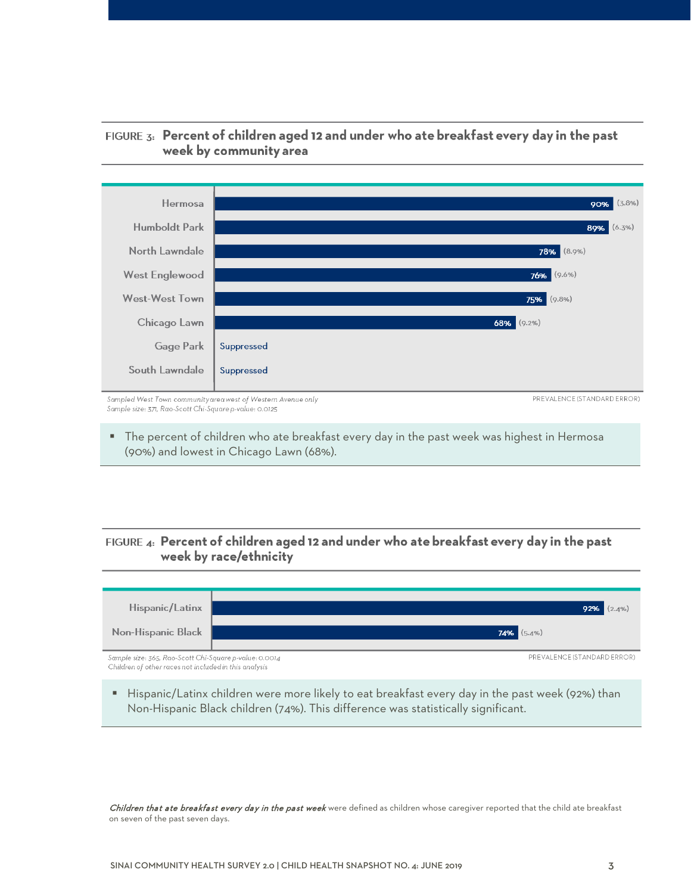**FIGURE 3: Percent of children aged 12 and under who ate breakfast every day in the past week by community area**

| Community area | Prevalence (Standard Error) |
|---|---|
| Hermosa | 90% (3.8%) |
| Humboldt Park | 89% (6.3%) |
| North Lawndale | 78% (8.9%) |
| West Englewood | 76% (9.6%) |
| West-West Town | 75% (9.8%) |
| Chicago Lawn | 68% (9.2%) |
| Gage Park | Suppressed |
| South Lawndale | Suppressed |

*Sampled West Town community area west of Western Avenue only*
*Sample size: 371, Rao-Scott Chi-Square p-value: 0.0125*

PREVALENCE (STANDARD ERROR)

- The percent of children who ate breakfast every day in the past week was highest in Hermosa (90%) and lowest in Chicago Lawn (68%).

**FIGURE 4: Percent of children aged 12 and under who ate breakfast every day in the past week by race/ethnicity**

| Race/ethnicity | Prevalence (Standard Error) |
|---|---|
| Hispanic/Latinx | 92% (2.4%) |
| Non-Hispanic Black | 74% (5.4%) |

*Sample size: 365, Rao-Scott Chi-Square p-value: 0.0014*
*Children of other races not included in this analysis*

PREVALENCE (STANDARD ERROR)

- Hispanic/Latinx children were more likely to eat breakfast every day in the past week (92%) than Non-Hispanic Black children (74%). This difference was statistically significant.

***Children that ate breakfast every day in the past week*** were defined as children whose caregiver reported that the child ate breakfast on seven of the past seven days.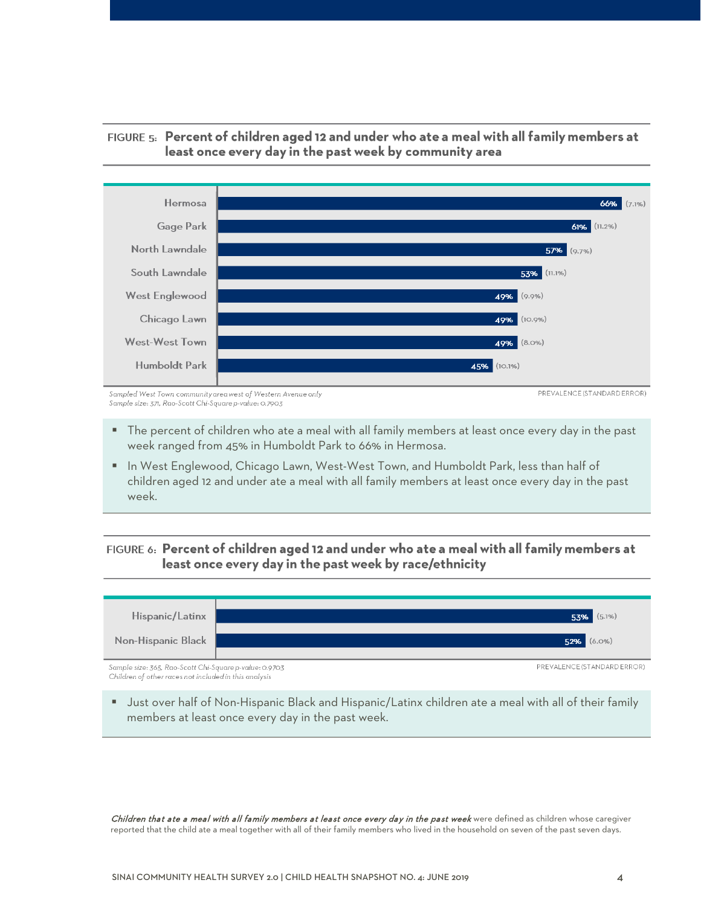**FIGURE 5: Percent of children aged 12 and under who ate a meal with all family members at least once every day in the past week by community area**

| Community area | Prevalence | (Standard Error) |
|---|---|---|
| Hermosa | 66% | (7.1%) |
| Gage Park | 61% | (11.2%) |
| North Lawndale | 57% | (9.7%) |
| South Lawndale | 53% | (11.1%) |
| West Englewood | 49% | (9.9%) |
| Chicago Lawn | 49% | (10.9%) |
| West-West Town | 49% | (8.0%) |
| Humboldt Park | 45% | (10.1%) |

*Sampled West Town community area west of Western Avenue only*
*Sample size: 371, Rao-Scott Chi-Square p-value: 0.7903*

PREVALENCE (STANDARD ERROR)

- The percent of children who ate a meal with all family members at least once every day in the past week ranged from 45% in Humboldt Park to 66% in Hermosa.
- In West Englewood, Chicago Lawn, West-West Town, and Humboldt Park, less than half of children aged 12 and under ate a meal with all family members at least once every day in the past week.

**FIGURE 6: Percent of children aged 12 and under who ate a meal with all family members at least once every day in the past week by race/ethnicity**

| Race/ethnicity | Prevalence | (Standard Error) |
|---|---|---|
| Hispanic/Latinx | 53% | (5.1%) |
| Non-Hispanic Black | 52% | (6.0%) |

*Sample size: 365, Rao-Scott Chi-Square p-value: 0.9703*
*Children of other races not included in this analysis*

PREVALENCE (STANDARD ERROR)

- Just over half of Non-Hispanic Black and Hispanic/Latinx children ate a meal with all of their family members at least once every day in the past week.

***Children that ate a meal with all family members at least once every day in the past week*** were defined as children whose caregiver reported that the child ate a meal together with all of their family members who lived in the household on seven of the past seven days.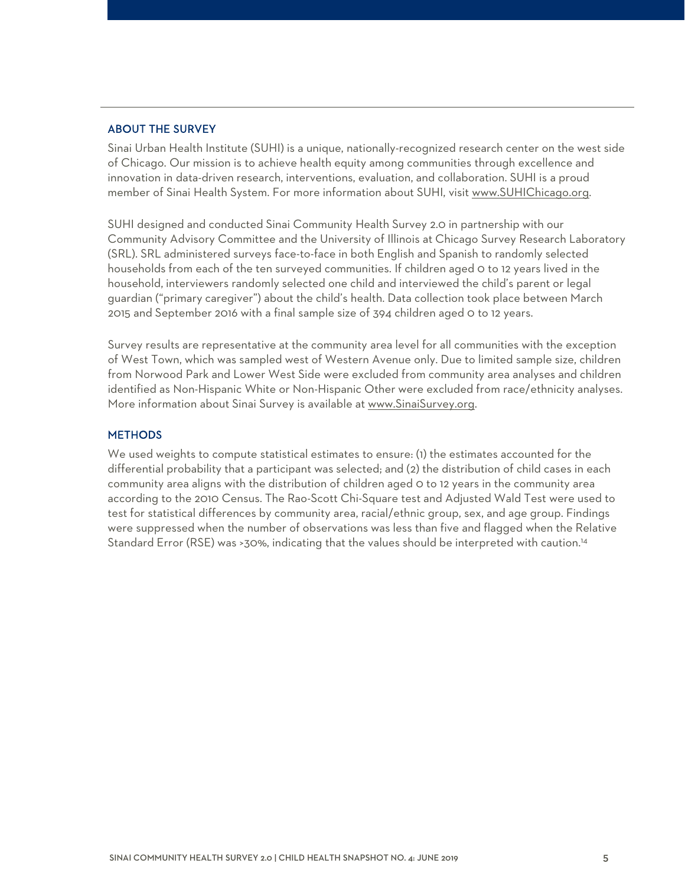## ABOUT THE SURVEY

Sinai Urban Health Institute (SUHI) is a unique, nationally-recognized research center on the west side of Chicago. Our mission is to achieve health equity among communities through excellence and innovation in data-driven research, interventions, evaluation, and collaboration. SUHI is a proud member of Sinai Health System. For more information about SUHI, visit www.SUHIChicago.org.

SUHI designed and conducted Sinai Community Health Survey 2.0 in partnership with our Community Advisory Committee and the University of Illinois at Chicago Survey Research Laboratory (SRL). SRL administered surveys face-to-face in both English and Spanish to randomly selected households from each of the ten surveyed communities. If children aged 0 to 12 years lived in the household, interviewers randomly selected one child and interviewed the child's parent or legal guardian ("primary caregiver") about the child's health. Data collection took place between March 2015 and September 2016 with a final sample size of 394 children aged 0 to 12 years.

Survey results are representative at the community area level for all communities with the exception of West Town, which was sampled west of Western Avenue only. Due to limited sample size, children from Norwood Park and Lower West Side were excluded from community area analyses and children identified as Non-Hispanic White or Non-Hispanic Other were excluded from race/ethnicity analyses. More information about Sinai Survey is available at www.SinaiSurvey.org.

## METHODS

We used weights to compute statistical estimates to ensure: (1) the estimates accounted for the differential probability that a participant was selected; and (2) the distribution of child cases in each community area aligns with the distribution of children aged 0 to 12 years in the community area according to the 2010 Census. The Rao-Scott Chi-Square test and Adjusted Wald Test were used to test for statistical differences by community area, racial/ethnic group, sex, and age group. Findings were suppressed when the number of observations was less than five and flagged when the Relative Standard Error (RSE) was >30%, indicating that the values should be interpreted with caution.[14]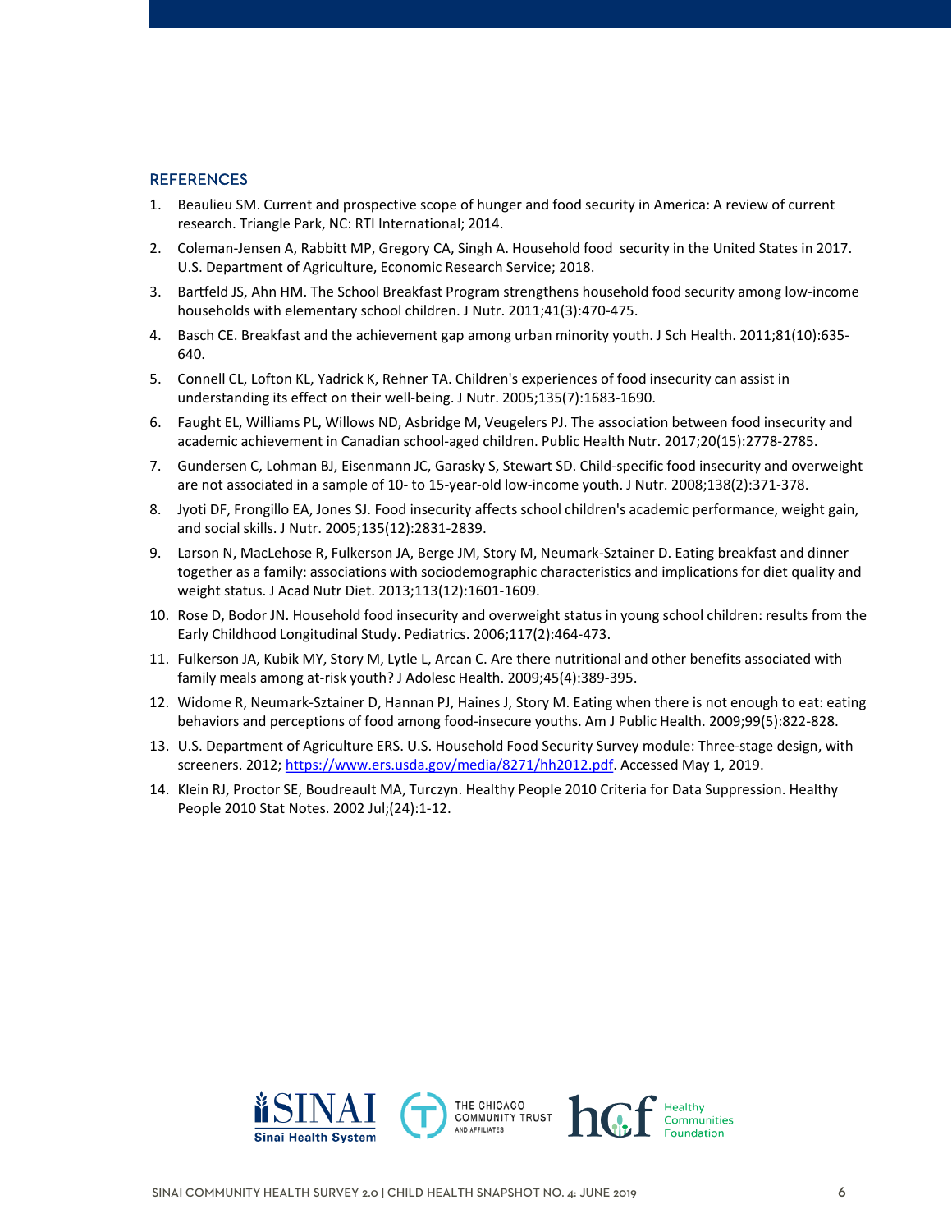## REFERENCES

1. Beaulieu SM. Current and prospective scope of hunger and food security in America: A review of current research. Triangle Park, NC: RTI International; 2014.
2. Coleman-Jensen A, Rabbitt MP, Gregory CA, Singh A. Household food security in the United States in 2017. U.S. Department of Agriculture, Economic Research Service; 2018.
3. Bartfeld JS, Ahn HM. The School Breakfast Program strengthens household food security among low-income households with elementary school children. J Nutr. 2011;41(3):470-475.
4. Basch CE. Breakfast and the achievement gap among urban minority youth. J Sch Health. 2011;81(10):635-640.
5. Connell CL, Lofton KL, Yadrick K, Rehner TA. Children's experiences of food insecurity can assist in understanding its effect on their well-being. J Nutr. 2005;135(7):1683-1690.
6. Faught EL, Williams PL, Willows ND, Asbridge M, Veugelers PJ. The association between food insecurity and academic achievement in Canadian school-aged children. Public Health Nutr. 2017;20(15):2778-2785.
7. Gundersen C, Lohman BJ, Eisenmann JC, Garasky S, Stewart SD. Child-specific food insecurity and overweight are not associated in a sample of 10- to 15-year-old low-income youth. J Nutr. 2008;138(2):371-378.
8. Jyoti DF, Frongillo EA, Jones SJ. Food insecurity affects school children's academic performance, weight gain, and social skills. J Nutr. 2005;135(12):2831-2839.
9. Larson N, MacLehose R, Fulkerson JA, Berge JM, Story M, Neumark-Sztainer D. Eating breakfast and dinner together as a family: associations with sociodemographic characteristics and implications for diet quality and weight status. J Acad Nutr Diet. 2013;113(12):1601-1609.
10. Rose D, Bodor JN. Household food insecurity and overweight status in young school children: results from the Early Childhood Longitudinal Study. Pediatrics. 2006;117(2):464-473.
11. Fulkerson JA, Kubik MY, Story M, Lytle L, Arcan C. Are there nutritional and other benefits associated with family meals among at-risk youth? J Adolesc Health. 2009;45(4):389-395.
12. Widome R, Neumark-Sztainer D, Hannan PJ, Haines J, Story M. Eating when there is not enough to eat: eating behaviors and perceptions of food among food-insecure youths. Am J Public Health. 2009;99(5):822-828.
13. U.S. Department of Agriculture ERS. U.S. Household Food Security Survey module: Three-stage design, with screeners. 2012; https://www.ers.usda.gov/media/8271/hh2012.pdf. Accessed May 1, 2019.
14. Klein RJ, Proctor SE, Boudreault MA, Turczyn. Healthy People 2010 Criteria for Data Suppression. Healthy People 2010 Stat Notes. 2002 Jul;(24):1-12.

SINAI Sinai Health System | THE CHICAGO COMMUNITY TRUST AND AFFILIATES | hcf Healthy Communities Foundation